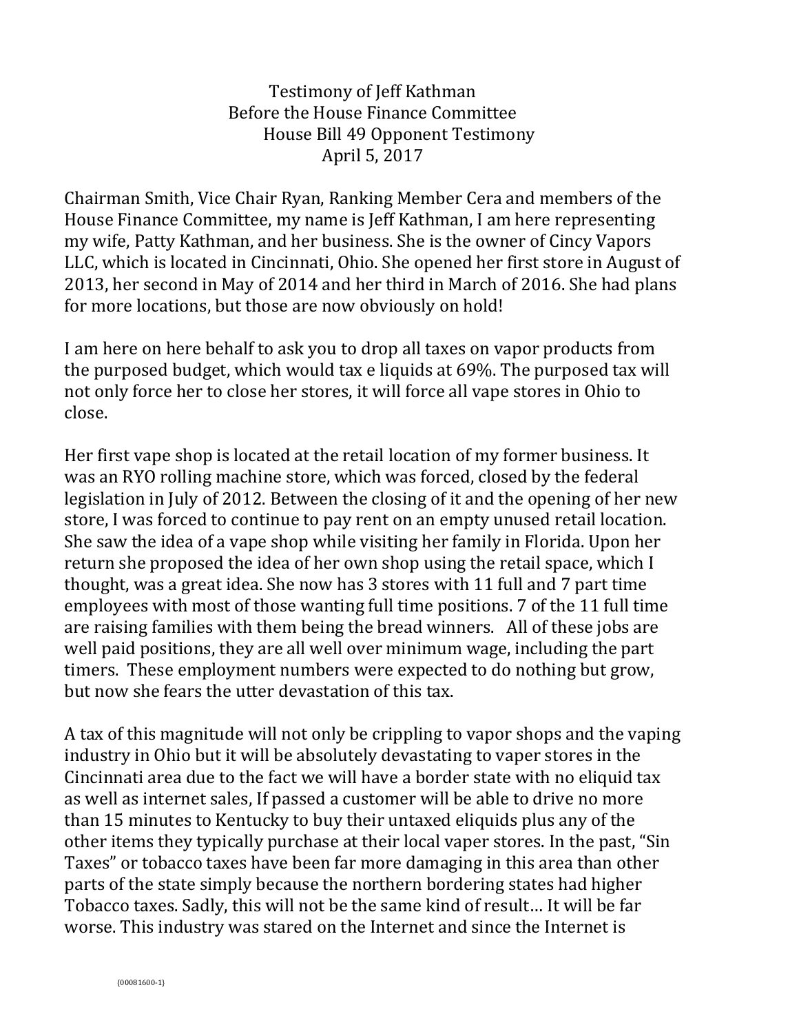Testimony of Jeff Kathman
Before the House Finance Committee
House Bill 49 Opponent Testimony
April 5, 2017

Chairman Smith, Vice Chair Ryan, Ranking Member Cera and members of the House Finance Committee, my name is Jeff Kathman, I am here representing my wife, Patty Kathman, and her business. She is the owner of Cincy Vapors LLC, which is located in Cincinnati, Ohio. She opened her first store in August of 2013, her second in May of 2014 and her third in March of 2016. She had plans for more locations, but those are now obviously on hold!

I am here on here behalf to ask you to drop all taxes on vapor products from the purposed budget, which would tax e liquids at 69%. The purposed tax will not only force her to close her stores, it will force all vape stores in Ohio to close.

Her first vape shop is located at the retail location of my former business. It was an RYO rolling machine store, which was forced, closed by the federal legislation in July of 2012. Between the closing of it and the opening of her new store, I was forced to continue to pay rent on an empty unused retail location. She saw the idea of a vape shop while visiting her family in Florida. Upon her return she proposed the idea of her own shop using the retail space, which I thought, was a great idea. She now has 3 stores with 11 full and 7 part time employees with most of those wanting full time positions. 7 of the 11 full time are raising families with them being the bread winners. All of these jobs are well paid positions, they are all well over minimum wage, including the part timers. These employment numbers were expected to do nothing but grow, but now she fears the utter devastation of this tax.

A tax of this magnitude will not only be crippling to vapor shops and the vaping industry in Ohio but it will be absolutely devastating to vaper stores in the Cincinnati area due to the fact we will have a border state with no eliquid tax as well as internet sales, If passed a customer will be able to drive no more than 15 minutes to Kentucky to buy their untaxed eliquids plus any of the other items they typically purchase at their local vaper stores. In the past, "Sin Taxes" or tobacco taxes have been far more damaging in this area than other parts of the state simply because the northern bordering states had higher Tobacco taxes. Sadly, this will not be the same kind of result… It will be far worse. This industry was stared on the Internet and since the Internet is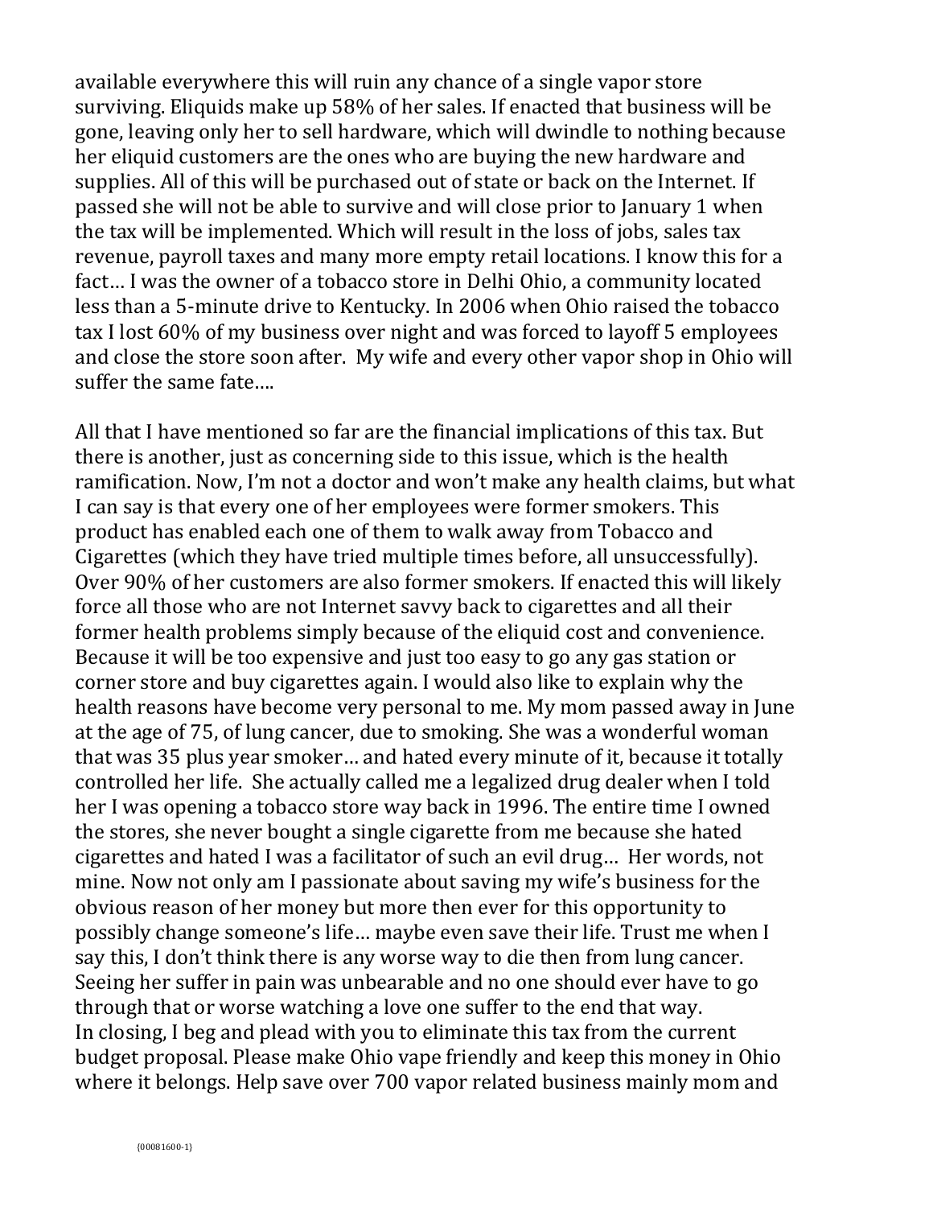available everywhere this will ruin any chance of a single vapor store surviving. Eliquids make up 58% of her sales. If enacted that business will be gone, leaving only her to sell hardware, which will dwindle to nothing because her eliquid customers are the ones who are buying the new hardware and supplies. All of this will be purchased out of state or back on the Internet. If passed she will not be able to survive and will close prior to January 1 when the tax will be implemented. Which will result in the loss of jobs, sales tax revenue, payroll taxes and many more empty retail locations. I know this for a fact… I was the owner of a tobacco store in Delhi Ohio, a community located less than a 5-minute drive to Kentucky. In 2006 when Ohio raised the tobacco tax I lost 60% of my business over night and was forced to layoff 5 employees and close the store soon after. My wife and every other vapor shop in Ohio will suffer the same fate….

All that I have mentioned so far are the financial implications of this tax. But there is another, just as concerning side to this issue, which is the health ramification. Now, I'm not a doctor and won't make any health claims, but what I can say is that every one of her employees were former smokers. This product has enabled each one of them to walk away from Tobacco and Cigarettes (which they have tried multiple times before, all unsuccessfully). Over 90% of her customers are also former smokers. If enacted this will likely force all those who are not Internet savvy back to cigarettes and all their former health problems simply because of the eliquid cost and convenience. Because it will be too expensive and just too easy to go any gas station or corner store and buy cigarettes again. I would also like to explain why the health reasons have become very personal to me. My mom passed away in June at the age of 75, of lung cancer, due to smoking. She was a wonderful woman that was 35 plus year smoker… and hated every minute of it, because it totally controlled her life. She actually called me a legalized drug dealer when I told her I was opening a tobacco store way back in 1996. The entire time I owned the stores, she never bought a single cigarette from me because she hated cigarettes and hated I was a facilitator of such an evil drug… Her words, not mine. Now not only am I passionate about saving my wife's business for the obvious reason of her money but more then ever for this opportunity to possibly change someone's life… maybe even save their life. Trust me when I say this, I don't think there is any worse way to die then from lung cancer. Seeing her suffer in pain was unbearable and no one should ever have to go through that or worse watching a love one suffer to the end that way.
In closing, I beg and plead with you to eliminate this tax from the current budget proposal. Please make Ohio vape friendly and keep this money in Ohio where it belongs. Help save over 700 vapor related business mainly mom and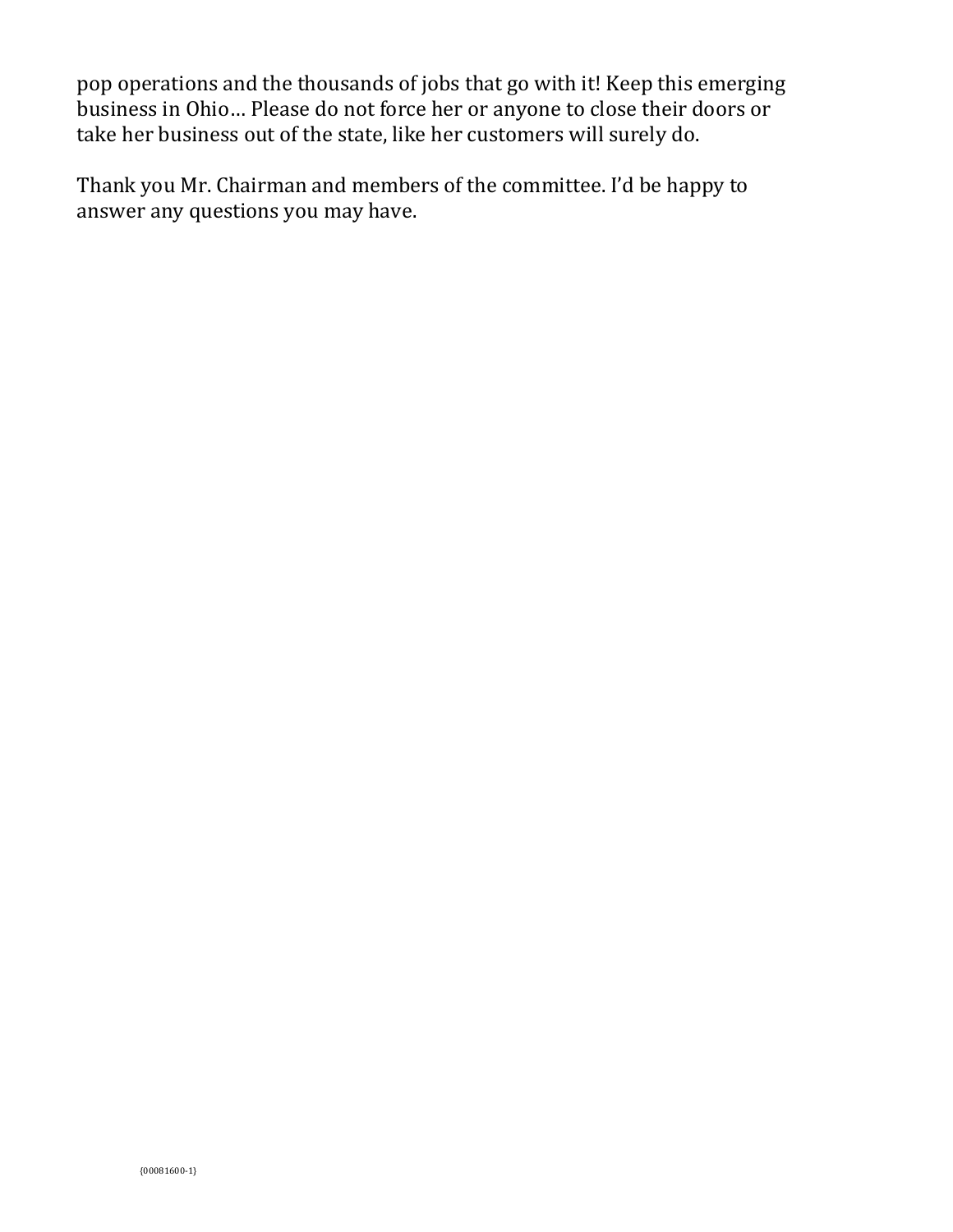pop operations and the thousands of jobs that go with it! Keep this emerging business in Ohio… Please do not force her or anyone to close their doors or take her business out of the state, like her customers will surely do.

Thank you Mr. Chairman and members of the committee. I'd be happy to answer any questions you may have.

{00081600-1}